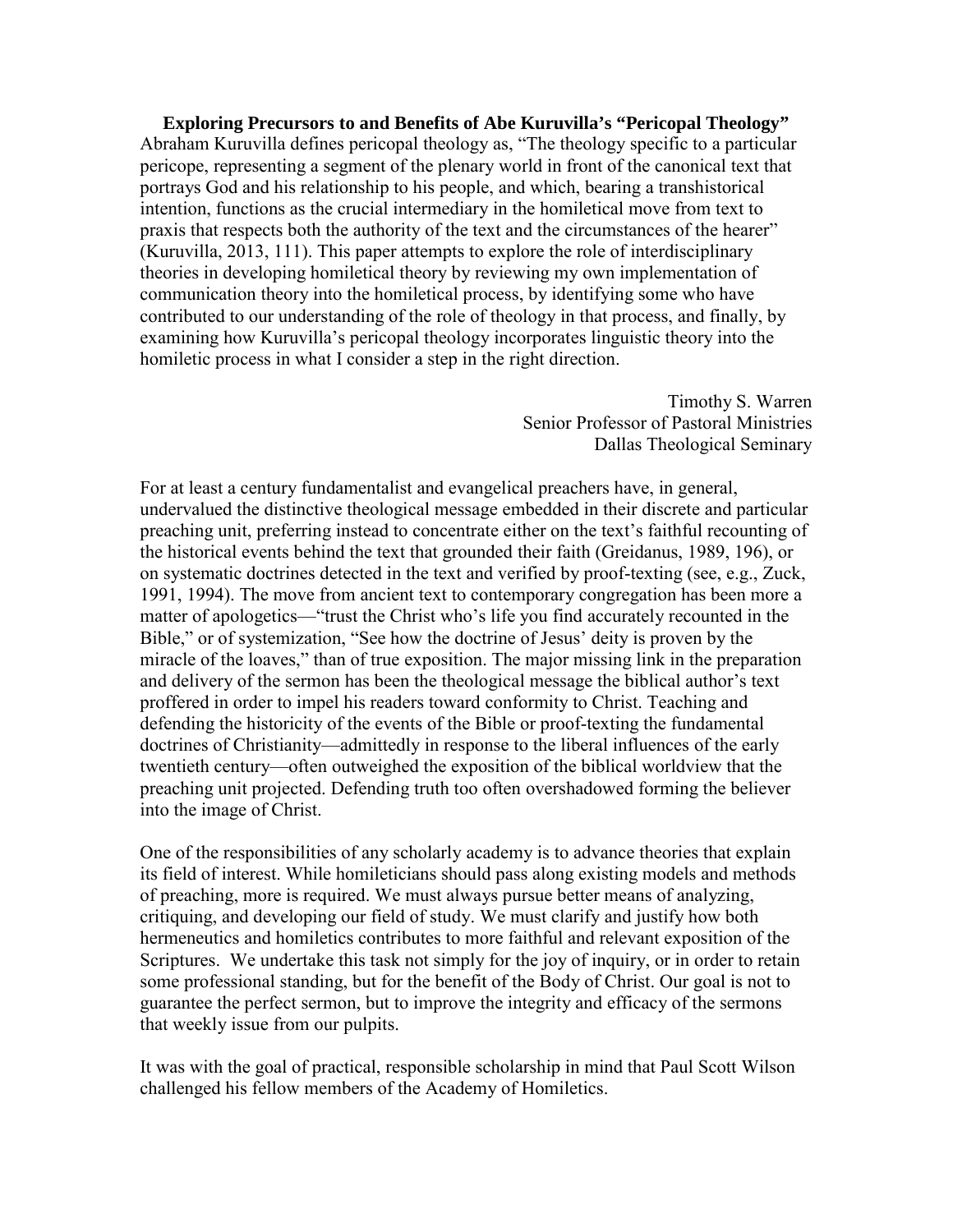**Exploring Precursors to and Benefits of Abe Kuruvilla's "Pericopal Theology"**

Abraham Kuruvilla defines pericopal theology as, "The theology specific to a particular pericope, representing a segment of the plenary world in front of the canonical text that portrays God and his relationship to his people, and which, bearing a transhistorical intention, functions as the crucial intermediary in the homiletical move from text to praxis that respects both the authority of the text and the circumstances of the hearer" (Kuruvilla, 2013, 111). This paper attempts to explore the role of interdisciplinary theories in developing homiletical theory by reviewing my own implementation of communication theory into the homiletical process, by identifying some who have contributed to our understanding of the role of theology in that process, and finally, by examining how Kuruvilla's pericopal theology incorporates linguistic theory into the homiletic process in what I consider a step in the right direction.

Timothy S. Warren
Senior Professor of Pastoral Ministries
Dallas Theological Seminary

For at least a century fundamentalist and evangelical preachers have, in general, undervalued the distinctive theological message embedded in their discrete and particular preaching unit, preferring instead to concentrate either on the text's faithful recounting of the historical events behind the text that grounded their faith (Greidanus, 1989, 196), or on systematic doctrines detected in the text and verified by proof-texting (see, e.g., Zuck, 1991, 1994). The move from ancient text to contemporary congregation has been more a matter of apologetics—"trust the Christ who's life you find accurately recounted in the Bible," or of systemization, "See how the doctrine of Jesus' deity is proven by the miracle of the loaves," than of true exposition. The major missing link in the preparation and delivery of the sermon has been the theological message the biblical author's text proffered in order to impel his readers toward conformity to Christ. Teaching and defending the historicity of the events of the Bible or proof-texting the fundamental doctrines of Christianity—admittedly in response to the liberal influences of the early twentieth century—often outweighed the exposition of the biblical worldview that the preaching unit projected. Defending truth too often overshadowed forming the believer into the image of Christ.

One of the responsibilities of any scholarly academy is to advance theories that explain its field of interest. While homileticians should pass along existing models and methods of preaching, more is required. We must always pursue better means of analyzing, critiquing, and developing our field of study. We must clarify and justify how both hermeneutics and homiletics contributes to more faithful and relevant exposition of the Scriptures. We undertake this task not simply for the joy of inquiry, or in order to retain some professional standing, but for the benefit of the Body of Christ. Our goal is not to guarantee the perfect sermon, but to improve the integrity and efficacy of the sermons that weekly issue from our pulpits.

It was with the goal of practical, responsible scholarship in mind that Paul Scott Wilson challenged his fellow members of the Academy of Homiletics.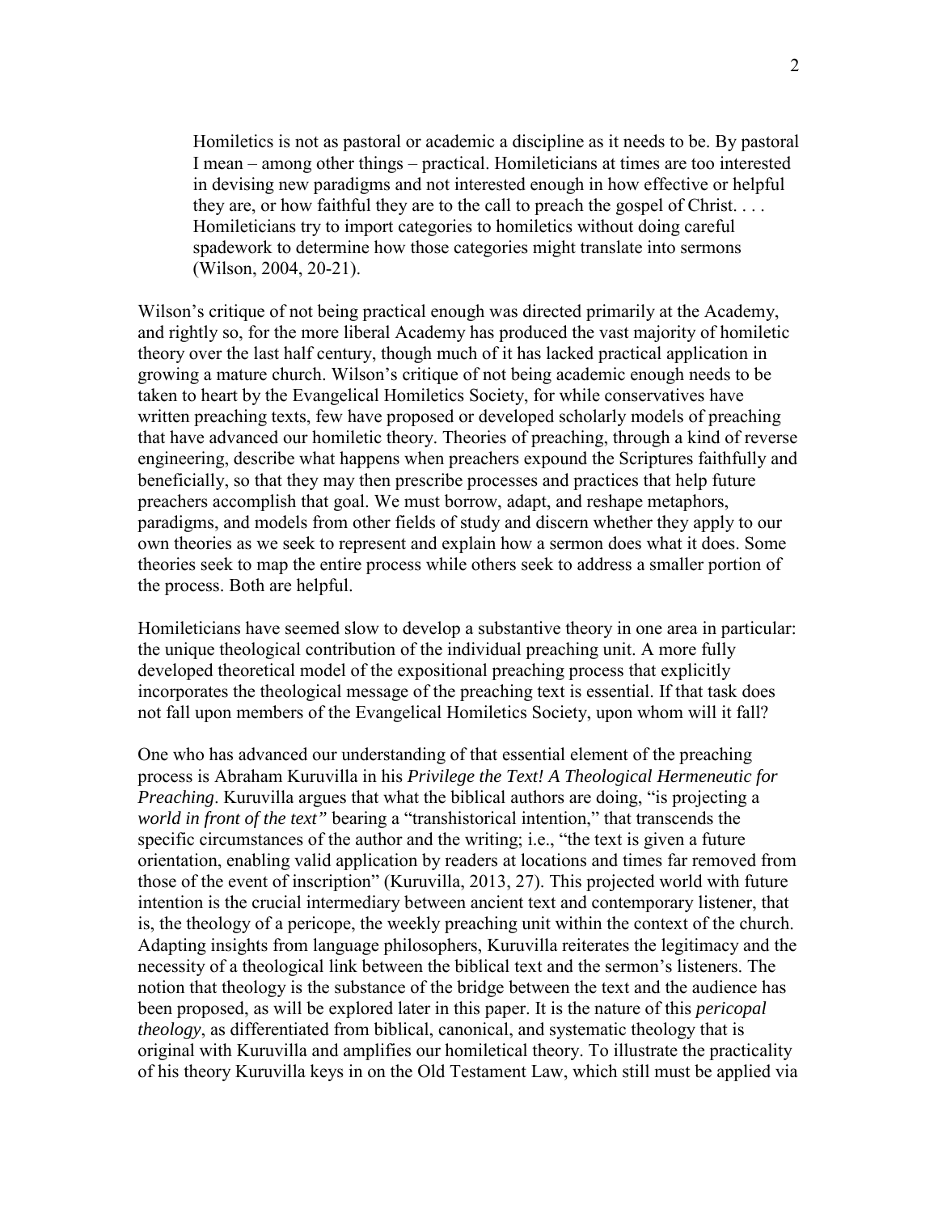> Homiletics is not as pastoral or academic a discipline as it needs to be. By pastoral I mean – among other things – practical. Homileticians at times are too interested in devising new paradigms and not interested enough in how effective or helpful they are, or how faithful they are to the call to preach the gospel of Christ. . . . Homileticians try to import categories to homiletics without doing careful spadework to determine how those categories might translate into sermons (Wilson, 2004, 20-21).

Wilson's critique of not being practical enough was directed primarily at the Academy, and rightly so, for the more liberal Academy has produced the vast majority of homiletic theory over the last half century, though much of it has lacked practical application in growing a mature church. Wilson's critique of not being academic enough needs to be taken to heart by the Evangelical Homiletics Society, for while conservatives have written preaching texts, few have proposed or developed scholarly models of preaching that have advanced our homiletic theory. Theories of preaching, through a kind of reverse engineering, describe what happens when preachers expound the Scriptures faithfully and beneficially, so that they may then prescribe processes and practices that help future preachers accomplish that goal. We must borrow, adapt, and reshape metaphors, paradigms, and models from other fields of study and discern whether they apply to our own theories as we seek to represent and explain how a sermon does what it does. Some theories seek to map the entire process while others seek to address a smaller portion of the process. Both are helpful.

Homileticians have seemed slow to develop a substantive theory in one area in particular: the unique theological contribution of the individual preaching unit. A more fully developed theoretical model of the expositional preaching process that explicitly incorporates the theological message of the preaching text is essential. If that task does not fall upon members of the Evangelical Homiletics Society, upon whom will it fall?

One who has advanced our understanding of that essential element of the preaching process is Abraham Kuruvilla in his *Privilege the Text! A Theological Hermeneutic for Preaching*. Kuruvilla argues that what the biblical authors are doing, "is projecting a *world in front of the text"* bearing a "transhistorical intention," that transcends the specific circumstances of the author and the writing; i.e., "the text is given a future orientation, enabling valid application by readers at locations and times far removed from those of the event of inscription" (Kuruvilla, 2013, 27). This projected world with future intention is the crucial intermediary between ancient text and contemporary listener, that is, the theology of a pericope, the weekly preaching unit within the context of the church. Adapting insights from language philosophers, Kuruvilla reiterates the legitimacy and the necessity of a theological link between the biblical text and the sermon's listeners. The notion that theology is the substance of the bridge between the text and the audience has been proposed, as will be explored later in this paper. It is the nature of this *pericopal theology*, as differentiated from biblical, canonical, and systematic theology that is original with Kuruvilla and amplifies our homiletical theory. To illustrate the practicality of his theory Kuruvilla keys in on the Old Testament Law, which still must be applied via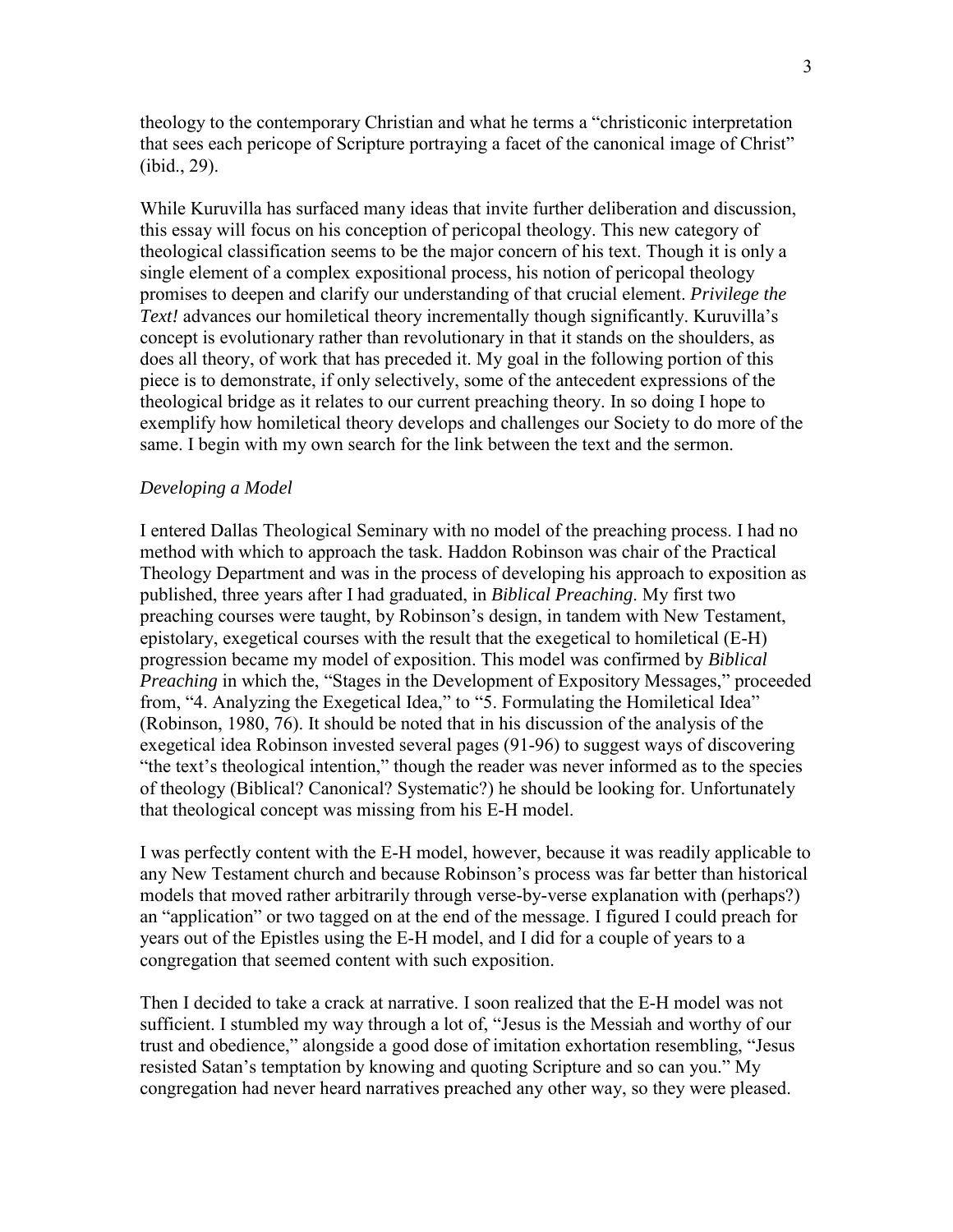theology to the contemporary Christian and what he terms a "christiconic interpretation that sees each pericope of Scripture portraying a facet of the canonical image of Christ" (ibid., 29).

While Kuruvilla has surfaced many ideas that invite further deliberation and discussion, this essay will focus on his conception of pericopal theology. This new category of theological classification seems to be the major concern of his text. Though it is only a single element of a complex expositional process, his notion of pericopal theology promises to deepen and clarify our understanding of that crucial element. *Privilege the Text!* advances our homiletical theory incrementally though significantly. Kuruvilla's concept is evolutionary rather than revolutionary in that it stands on the shoulders, as does all theory, of work that has preceded it. My goal in the following portion of this piece is to demonstrate, if only selectively, some of the antecedent expressions of the theological bridge as it relates to our current preaching theory. In so doing I hope to exemplify how homiletical theory develops and challenges our Society to do more of the same. I begin with my own search for the link between the text and the sermon.

*Developing a Model*

I entered Dallas Theological Seminary with no model of the preaching process. I had no method with which to approach the task. Haddon Robinson was chair of the Practical Theology Department and was in the process of developing his approach to exposition as published, three years after I had graduated, in *Biblical Preaching*. My first two preaching courses were taught, by Robinson's design, in tandem with New Testament, epistolary, exegetical courses with the result that the exegetical to homiletical (E-H) progression became my model of exposition. This model was confirmed by *Biblical Preaching* in which the, "Stages in the Development of Expository Messages," proceeded from, "4. Analyzing the Exegetical Idea," to "5. Formulating the Homiletical Idea" (Robinson, 1980, 76). It should be noted that in his discussion of the analysis of the exegetical idea Robinson invested several pages (91-96) to suggest ways of discovering "the text's theological intention," though the reader was never informed as to the species of theology (Biblical? Canonical? Systematic?) he should be looking for. Unfortunately that theological concept was missing from his E-H model.

I was perfectly content with the E-H model, however, because it was readily applicable to any New Testament church and because Robinson's process was far better than historical models that moved rather arbitrarily through verse-by-verse explanation with (perhaps?) an "application" or two tagged on at the end of the message. I figured I could preach for years out of the Epistles using the E-H model, and I did for a couple of years to a congregation that seemed content with such exposition.

Then I decided to take a crack at narrative. I soon realized that the E-H model was not sufficient. I stumbled my way through a lot of, "Jesus is the Messiah and worthy of our trust and obedience," alongside a good dose of imitation exhortation resembling, "Jesus resisted Satan's temptation by knowing and quoting Scripture and so can you." My congregation had never heard narratives preached any other way, so they were pleased.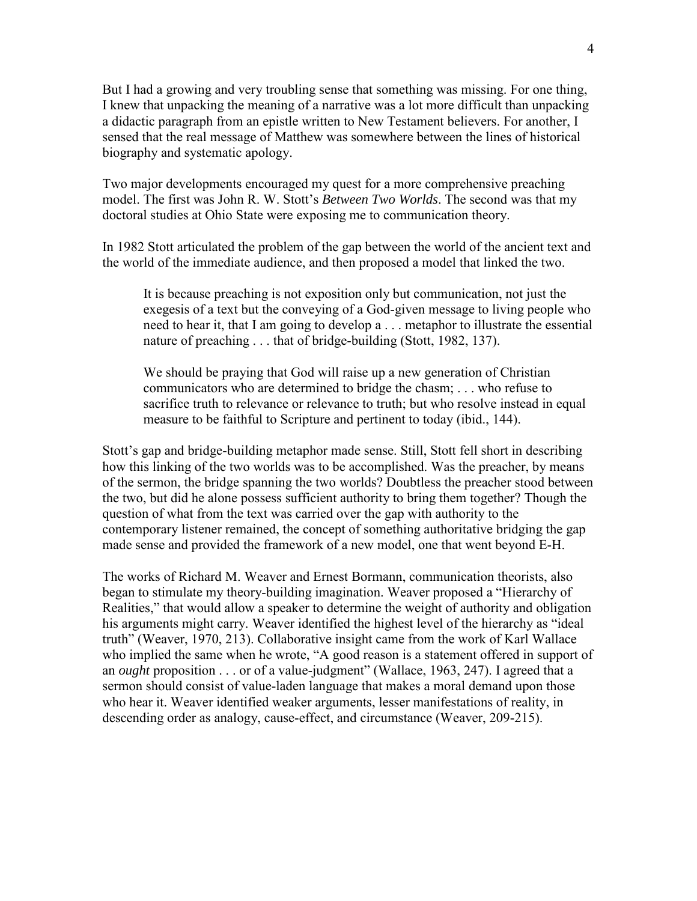But I had a growing and very troubling sense that something was missing. For one thing, I knew that unpacking the meaning of a narrative was a lot more difficult than unpacking a didactic paragraph from an epistle written to New Testament believers. For another, I sensed that the real message of Matthew was somewhere between the lines of historical biography and systematic apology.

Two major developments encouraged my quest for a more comprehensive preaching model. The first was John R. W. Stott's *Between Two Worlds*. The second was that my doctoral studies at Ohio State were exposing me to communication theory.

In 1982 Stott articulated the problem of the gap between the world of the ancient text and the world of the immediate audience, and then proposed a model that linked the two.

> It is because preaching is not exposition only but communication, not just the exegesis of a text but the conveying of a God-given message to living people who need to hear it, that I am going to develop a . . . metaphor to illustrate the essential nature of preaching . . . that of bridge-building (Stott, 1982, 137).
>
> We should be praying that God will raise up a new generation of Christian communicators who are determined to bridge the chasm; . . . who refuse to sacrifice truth to relevance or relevance to truth; but who resolve instead in equal measure to be faithful to Scripture and pertinent to today (ibid., 144).

Stott's gap and bridge-building metaphor made sense. Still, Stott fell short in describing how this linking of the two worlds was to be accomplished. Was the preacher, by means of the sermon, the bridge spanning the two worlds? Doubtless the preacher stood between the two, but did he alone possess sufficient authority to bring them together? Though the question of what from the text was carried over the gap with authority to the contemporary listener remained, the concept of something authoritative bridging the gap made sense and provided the framework of a new model, one that went beyond E-H.

The works of Richard M. Weaver and Ernest Bormann, communication theorists, also began to stimulate my theory-building imagination. Weaver proposed a "Hierarchy of Realities," that would allow a speaker to determine the weight of authority and obligation his arguments might carry. Weaver identified the highest level of the hierarchy as "ideal truth" (Weaver, 1970, 213). Collaborative insight came from the work of Karl Wallace who implied the same when he wrote, "A good reason is a statement offered in support of an *ought* proposition . . . or of a value-judgment" (Wallace, 1963, 247). I agreed that a sermon should consist of value-laden language that makes a moral demand upon those who hear it. Weaver identified weaker arguments, lesser manifestations of reality, in descending order as analogy, cause-effect, and circumstance (Weaver, 209-215).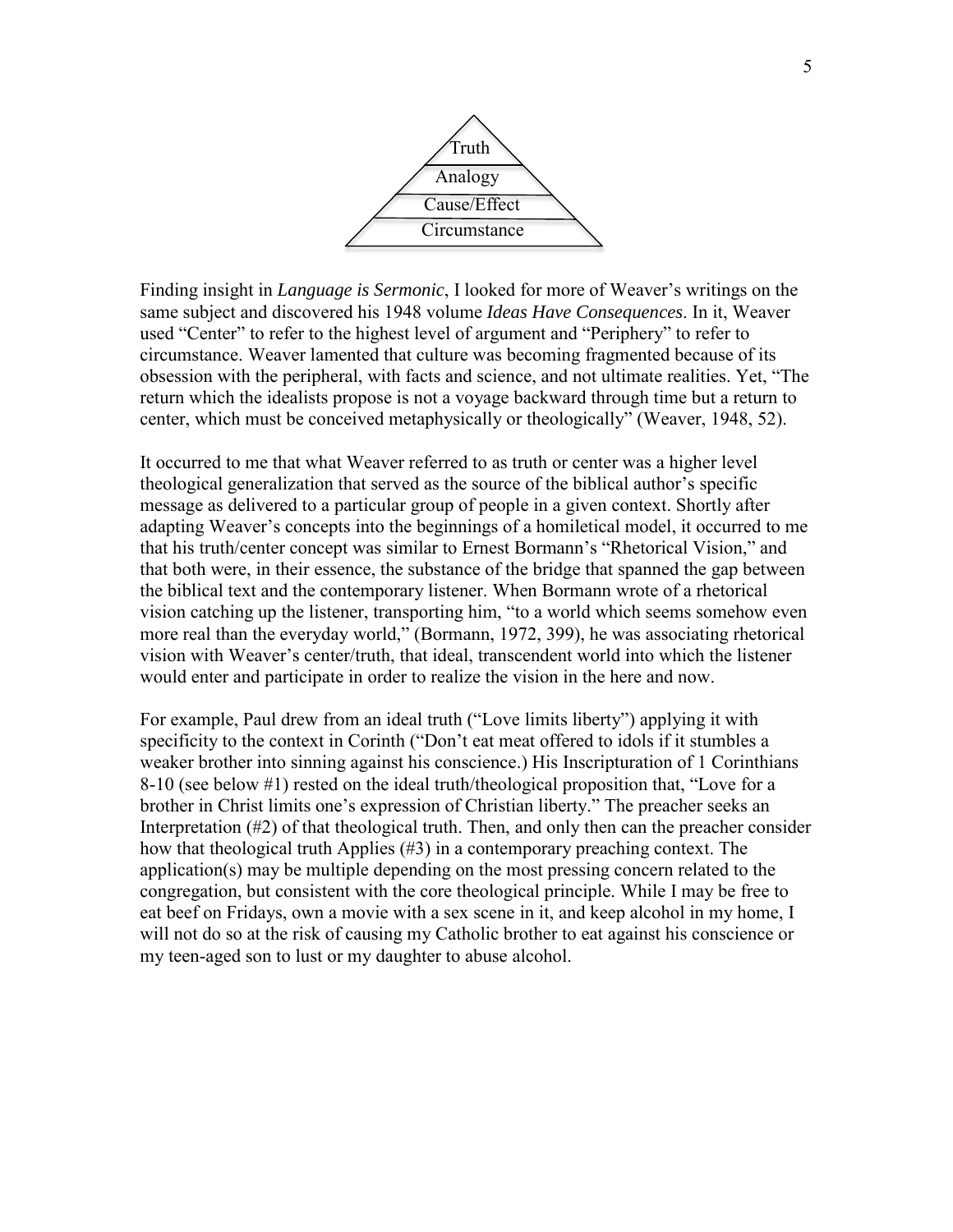Truth
Analogy
Cause/Effect
Circumstance

Finding insight in *Language is Sermonic*, I looked for more of Weaver's writings on the same subject and discovered his 1948 volume *Ideas Have Consequences*. In it, Weaver used "Center" to refer to the highest level of argument and "Periphery" to refer to circumstance. Weaver lamented that culture was becoming fragmented because of its obsession with the peripheral, with facts and science, and not ultimate realities. Yet, "The return which the idealists propose is not a voyage backward through time but a return to center, which must be conceived metaphysically or theologically" (Weaver, 1948, 52).

It occurred to me that what Weaver referred to as truth or center was a higher level theological generalization that served as the source of the biblical author's specific message as delivered to a particular group of people in a given context. Shortly after adapting Weaver's concepts into the beginnings of a homiletical model, it occurred to me that his truth/center concept was similar to Ernest Bormann's "Rhetorical Vision," and that both were, in their essence, the substance of the bridge that spanned the gap between the biblical text and the contemporary listener. When Bormann wrote of a rhetorical vision catching up the listener, transporting him, "to a world which seems somehow even more real than the everyday world," (Bormann, 1972, 399), he was associating rhetorical vision with Weaver's center/truth, that ideal, transcendent world into which the listener would enter and participate in order to realize the vision in the here and now.

For example, Paul drew from an ideal truth ("Love limits liberty") applying it with specificity to the context in Corinth ("Don't eat meat offered to idols if it stumbles a weaker brother into sinning against his conscience.) His Inscripturation of 1 Corinthians 8-10 (see below #1) rested on the ideal truth/theological proposition that, "Love for a brother in Christ limits one's expression of Christian liberty." The preacher seeks an Interpretation (#2) of that theological truth. Then, and only then can the preacher consider how that theological truth Applies (#3) in a contemporary preaching context. The application(s) may be multiple depending on the most pressing concern related to the congregation, but consistent with the core theological principle. While I may be free to eat beef on Fridays, own a movie with a sex scene in it, and keep alcohol in my home, I will not do so at the risk of causing my Catholic brother to eat against his conscience or my teen-aged son to lust or my daughter to abuse alcohol.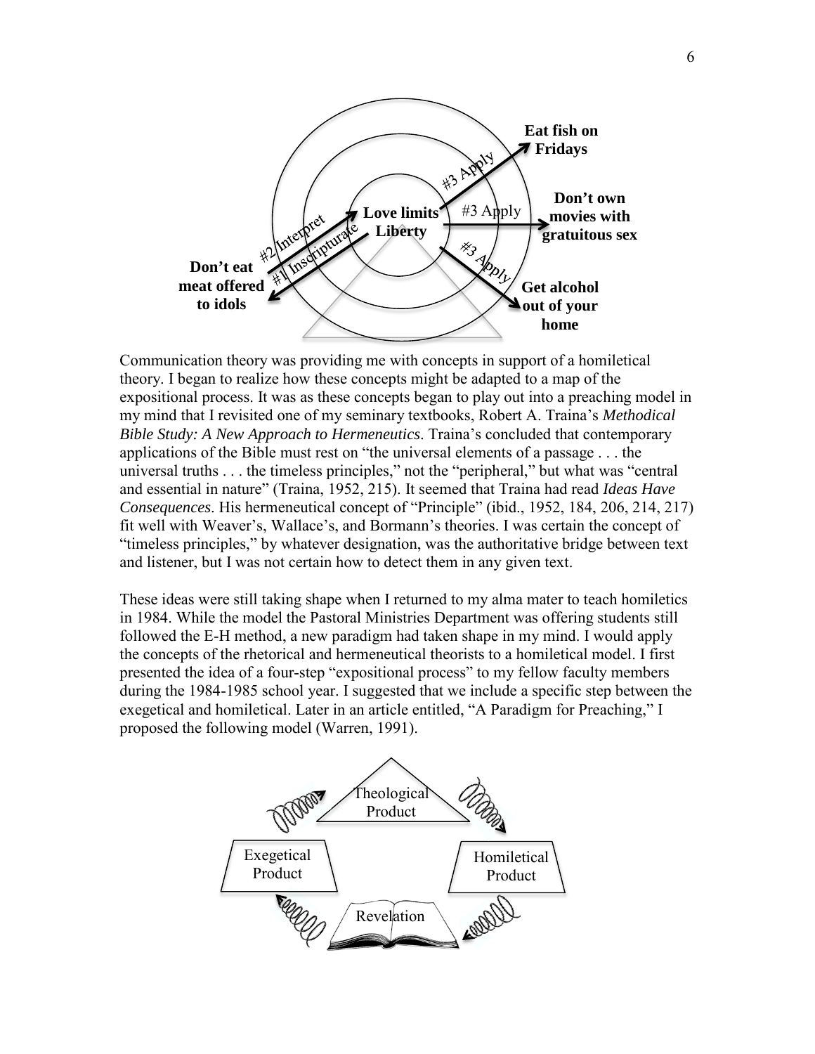Communication theory was providing me with concepts in support of a homiletical theory. I began to realize how these concepts might be adapted to a map of the expositional process. It was as these concepts began to play out into a preaching model in my mind that I revisited one of my seminary textbooks, Robert A. Traina's *Methodical Bible Study: A New Approach to Hermeneutics*. Traina's concluded that contemporary applications of the Bible must rest on "the universal elements of a passage . . . the universal truths . . . the timeless principles," not the "peripheral," but what was "central and essential in nature" (Traina, 1952, 215). It seemed that Traina had read *Ideas Have Consequences*. His hermeneutical concept of "Principle" (ibid., 1952, 184, 206, 214, 217) fit well with Weaver's, Wallace's, and Bormann's theories. I was certain the concept of "timeless principles," by whatever designation, was the authoritative bridge between text and listener, but I was not certain how to detect them in any given text.

These ideas were still taking shape when I returned to my alma mater to teach homiletics in 1984. While the model the Pastoral Ministries Department was offering students still followed the E-H method, a new paradigm had taken shape in my mind. I would apply the concepts of the rhetorical and hermeneutical theorists to a homiletical model. I first presented the idea of a four-step "expositional process" to my fellow faculty members during the 1984-1985 school year. I suggested that we include a specific step between the exegetical and homiletical. Later in an article entitled, "A Paradigm for Preaching," I proposed the following model (Warren, 1991).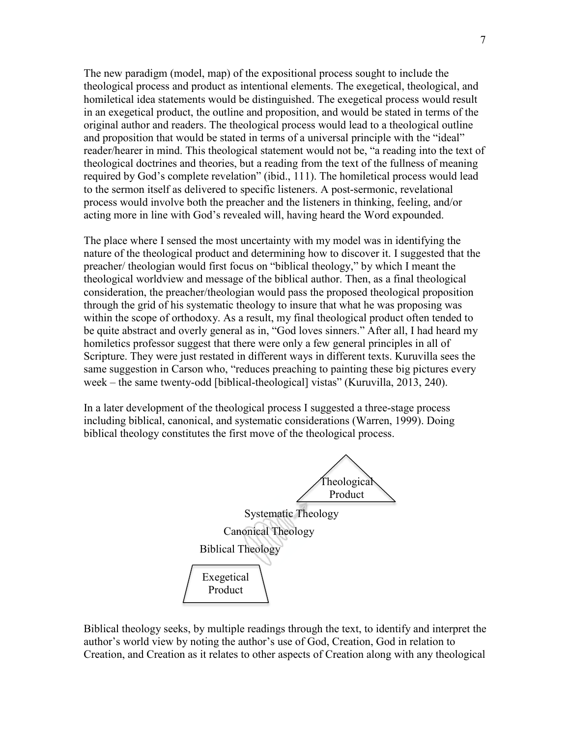The new paradigm (model, map) of the expositional process sought to include the theological process and product as intentional elements. The exegetical, theological, and homiletical idea statements would be distinguished. The exegetical process would result in an exegetical product, the outline and proposition, and would be stated in terms of the original author and readers. The theological process would lead to a theological outline and proposition that would be stated in terms of a universal principle with the "ideal" reader/hearer in mind. This theological statement would not be, "a reading into the text of theological doctrines and theories, but a reading from the text of the fullness of meaning required by God's complete revelation" (ibid., 111). The homiletical process would lead to the sermon itself as delivered to specific listeners. A post-sermonic, revelational process would involve both the preacher and the listeners in thinking, feeling, and/or acting more in line with God's revealed will, having heard the Word expounded.

The place where I sensed the most uncertainty with my model was in identifying the nature of the theological product and determining how to discover it. I suggested that the preacher/ theologian would first focus on "biblical theology," by which I meant the theological worldview and message of the biblical author. Then, as a final theological consideration, the preacher/theologian would pass the proposed theological proposition through the grid of his systematic theology to insure that what he was proposing was within the scope of orthodoxy. As a result, my final theological product often tended to be quite abstract and overly general as in, "God loves sinners." After all, I had heard my homiletics professor suggest that there were only a few general principles in all of Scripture. They were just restated in different ways in different texts. Kuruvilla sees the same suggestion in Carson who, "reduces preaching to painting these big pictures every week – the same twenty-odd [biblical-theological] vistas" (Kuruvilla, 2013, 240).

In a later development of the theological process I suggested a three-stage process including biblical, canonical, and systematic considerations (Warren, 1999). Doing biblical theology constitutes the first move of the theological process.

Theological Product

Systematic Theology

Canonical Theology

Biblical Theology

Exegetical Product

Biblical theology seeks, by multiple readings through the text, to identify and interpret the author's world view by noting the author's use of God, Creation, God in relation to Creation, and Creation as it relates to other aspects of Creation along with any theological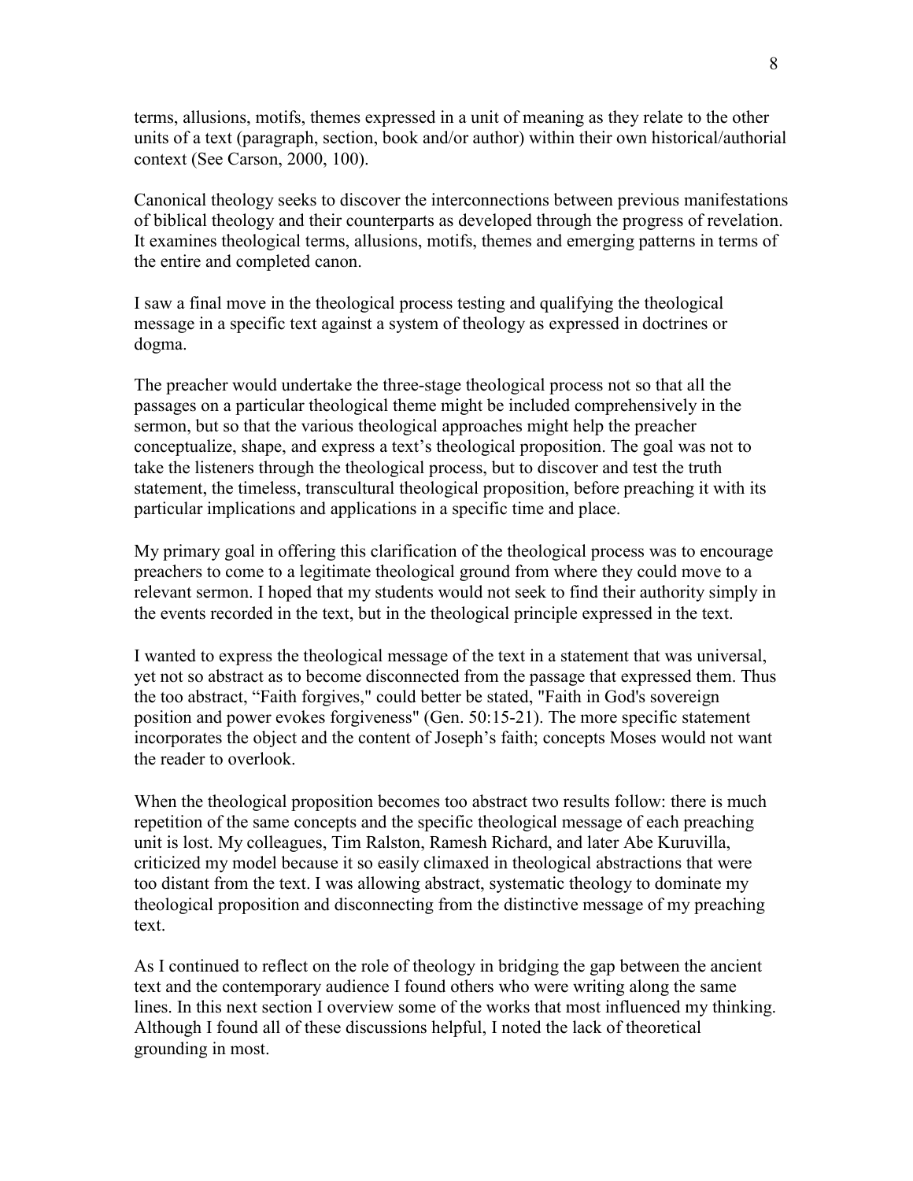terms, allusions, motifs, themes expressed in a unit of meaning as they relate to the other units of a text (paragraph, section, book and/or author) within their own historical/authorial context (See Carson, 2000, 100).

Canonical theology seeks to discover the interconnections between previous manifestations of biblical theology and their counterparts as developed through the progress of revelation. It examines theological terms, allusions, motifs, themes and emerging patterns in terms of the entire and completed canon.

I saw a final move in the theological process testing and qualifying the theological message in a specific text against a system of theology as expressed in doctrines or dogma.

The preacher would undertake the three-stage theological process not so that all the passages on a particular theological theme might be included comprehensively in the sermon, but so that the various theological approaches might help the preacher conceptualize, shape, and express a text's theological proposition. The goal was not to take the listeners through the theological process, but to discover and test the truth statement, the timeless, transcultural theological proposition, before preaching it with its particular implications and applications in a specific time and place.

My primary goal in offering this clarification of the theological process was to encourage preachers to come to a legitimate theological ground from where they could move to a relevant sermon. I hoped that my students would not seek to find their authority simply in the events recorded in the text, but in the theological principle expressed in the text.

I wanted to express the theological message of the text in a statement that was universal, yet not so abstract as to become disconnected from the passage that expressed them. Thus the too abstract, "Faith forgives," could better be stated, "Faith in God's sovereign position and power evokes forgiveness" (Gen. 50:15-21). The more specific statement incorporates the object and the content of Joseph's faith; concepts Moses would not want the reader to overlook.

When the theological proposition becomes too abstract two results follow: there is much repetition of the same concepts and the specific theological message of each preaching unit is lost. My colleagues, Tim Ralston, Ramesh Richard, and later Abe Kuruvilla, criticized my model because it so easily climaxed in theological abstractions that were too distant from the text. I was allowing abstract, systematic theology to dominate my theological proposition and disconnecting from the distinctive message of my preaching text.

As I continued to reflect on the role of theology in bridging the gap between the ancient text and the contemporary audience I found others who were writing along the same lines. In this next section I overview some of the works that most influenced my thinking. Although I found all of these discussions helpful, I noted the lack of theoretical grounding in most.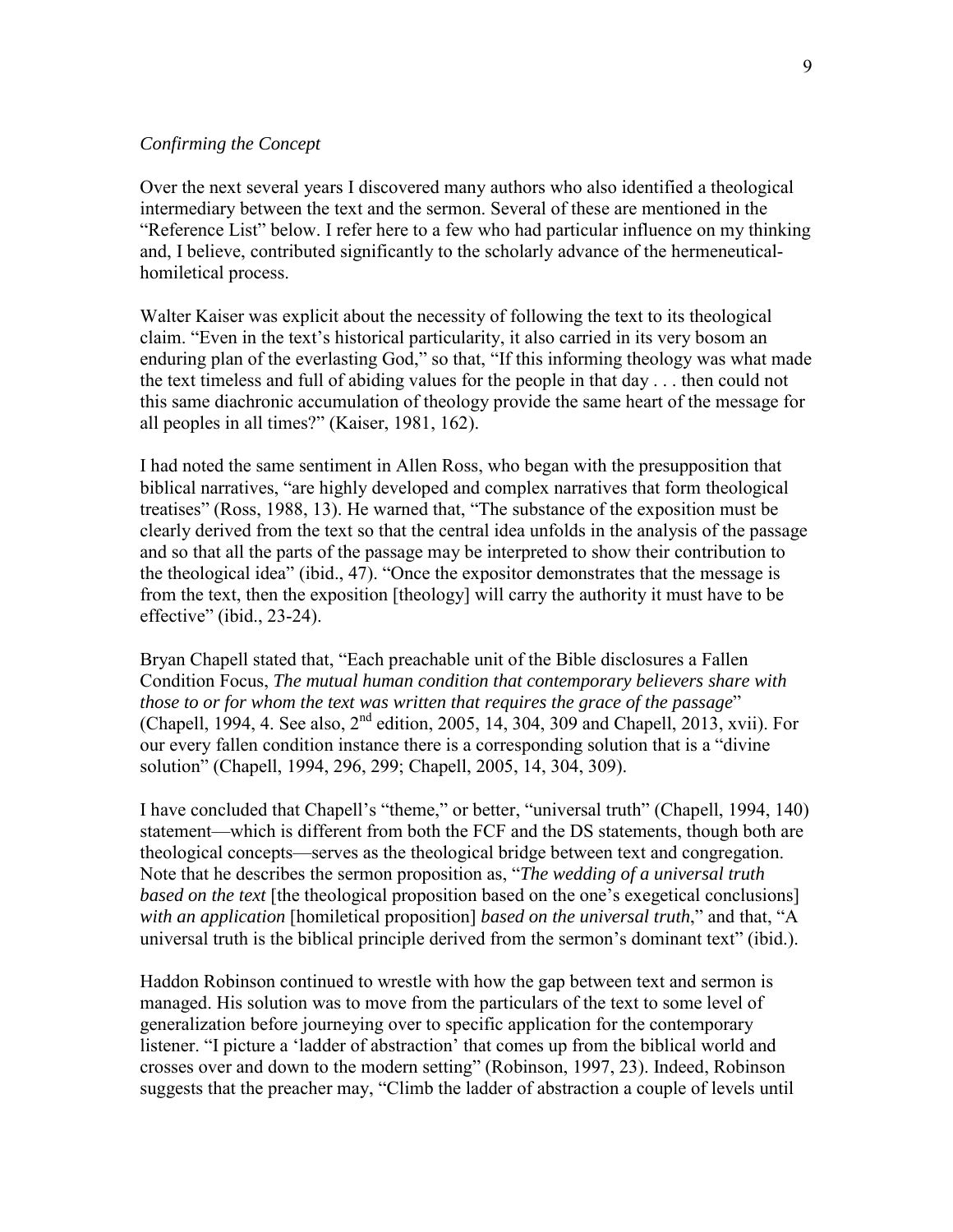*Confirming the Concept*

Over the next several years I discovered many authors who also identified a theological intermediary between the text and the sermon. Several of these are mentioned in the "Reference List" below. I refer here to a few who had particular influence on my thinking and, I believe, contributed significantly to the scholarly advance of the hermeneutical-homiletical process.

Walter Kaiser was explicit about the necessity of following the text to its theological claim. "Even in the text's historical particularity, it also carried in its very bosom an enduring plan of the everlasting God," so that, "If this informing theology was what made the text timeless and full of abiding values for the people in that day . . . then could not this same diachronic accumulation of theology provide the same heart of the message for all peoples in all times?" (Kaiser, 1981, 162).

I had noted the same sentiment in Allen Ross, who began with the presupposition that biblical narratives, "are highly developed and complex narratives that form theological treatises" (Ross, 1988, 13). He warned that, "The substance of the exposition must be clearly derived from the text so that the central idea unfolds in the analysis of the passage and so that all the parts of the passage may be interpreted to show their contribution to the theological idea" (ibid., 47). "Once the expositor demonstrates that the message is from the text, then the exposition [theology] will carry the authority it must have to be effective" (ibid., 23-24).

Bryan Chapell stated that, "Each preachable unit of the Bible disclosures a Fallen Condition Focus, *The mutual human condition that contemporary believers share with those to or for whom the text was written that requires the grace of the passage*" (Chapell, 1994, 4. See also, 2nd edition, 2005, 14, 304, 309 and Chapell, 2013, xvii). For our every fallen condition instance there is a corresponding solution that is a "divine solution" (Chapell, 1994, 296, 299; Chapell, 2005, 14, 304, 309).

I have concluded that Chapell's "theme," or better, "universal truth" (Chapell, 1994, 140) statement—which is different from both the FCF and the DS statements, though both are theological concepts—serves as the theological bridge between text and congregation. Note that he describes the sermon proposition as, "*The wedding of a universal truth based on the text* [the theological proposition based on the one's exegetical conclusions] *with an application* [homiletical proposition] *based on the universal truth*," and that, "A universal truth is the biblical principle derived from the sermon's dominant text" (ibid.).

Haddon Robinson continued to wrestle with how the gap between text and sermon is managed. His solution was to move from the particulars of the text to some level of generalization before journeying over to specific application for the contemporary listener. "I picture a 'ladder of abstraction' that comes up from the biblical world and crosses over and down to the modern setting" (Robinson, 1997, 23). Indeed, Robinson suggests that the preacher may, "Climb the ladder of abstraction a couple of levels until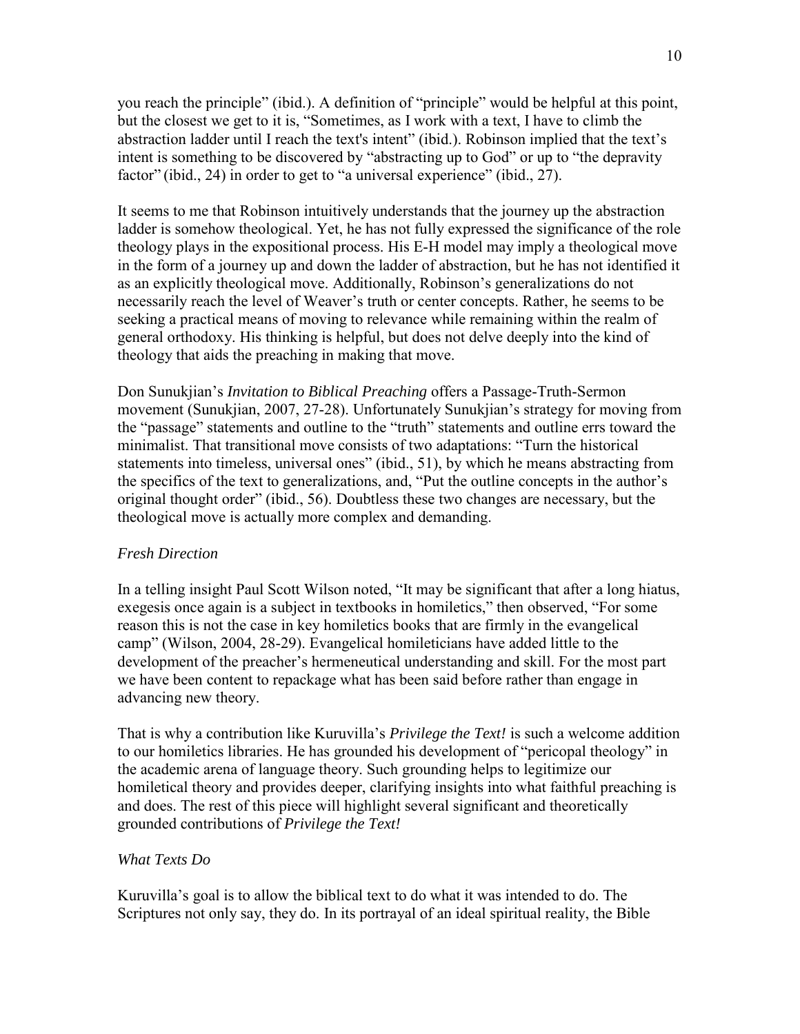you reach the principle" (ibid.). A definition of "principle" would be helpful at this point, but the closest we get to it is, "Sometimes, as I work with a text, I have to climb the abstraction ladder until I reach the text's intent" (ibid.). Robinson implied that the text's intent is something to be discovered by "abstracting up to God" or up to "the depravity factor" (ibid., 24) in order to get to "a universal experience" (ibid., 27).

It seems to me that Robinson intuitively understands that the journey up the abstraction ladder is somehow theological. Yet, he has not fully expressed the significance of the role theology plays in the expositional process. His E-H model may imply a theological move in the form of a journey up and down the ladder of abstraction, but he has not identified it as an explicitly theological move. Additionally, Robinson's generalizations do not necessarily reach the level of Weaver's truth or center concepts. Rather, he seems to be seeking a practical means of moving to relevance while remaining within the realm of general orthodoxy. His thinking is helpful, but does not delve deeply into the kind of theology that aids the preaching in making that move.

Don Sunukjian's *Invitation to Biblical Preaching* offers a Passage-Truth-Sermon movement (Sunukjian, 2007, 27-28). Unfortunately Sunukjian's strategy for moving from the "passage" statements and outline to the "truth" statements and outline errs toward the minimalist. That transitional move consists of two adaptations: "Turn the historical statements into timeless, universal ones" (ibid., 51), by which he means abstracting from the specifics of the text to generalizations, and, "Put the outline concepts in the author's original thought order" (ibid., 56). Doubtless these two changes are necessary, but the theological move is actually more complex and demanding.

*Fresh Direction*

In a telling insight Paul Scott Wilson noted, "It may be significant that after a long hiatus, exegesis once again is a subject in textbooks in homiletics," then observed, "For some reason this is not the case in key homiletics books that are firmly in the evangelical camp" (Wilson, 2004, 28-29). Evangelical homileticians have added little to the development of the preacher's hermeneutical understanding and skill. For the most part we have been content to repackage what has been said before rather than engage in advancing new theory.

That is why a contribution like Kuruvilla's *Privilege the Text!* is such a welcome addition to our homiletics libraries. He has grounded his development of "pericopal theology" in the academic arena of language theory. Such grounding helps to legitimize our homiletical theory and provides deeper, clarifying insights into what faithful preaching is and does. The rest of this piece will highlight several significant and theoretically grounded contributions of *Privilege the Text!*

*What Texts Do*

Kuruvilla's goal is to allow the biblical text to do what it was intended to do. The Scriptures not only say, they do. In its portrayal of an ideal spiritual reality, the Bible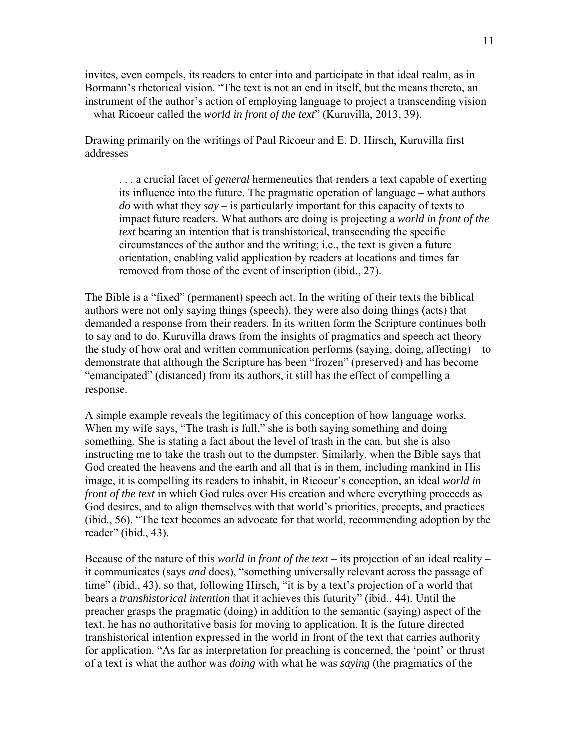invites, even compels, its readers to enter into and participate in that ideal realm, as in Bormann's rhetorical vision. "The text is not an end in itself, but the means thereto, an instrument of the author's action of employing language to project a transcending vision – what Ricoeur called the *world in front of the text*" (Kuruvilla, 2013, 39).

Drawing primarily on the writings of Paul Ricoeur and E. D. Hirsch, Kuruvilla first addresses

> . . . a crucial facet of *general* hermeneutics that renders a text capable of exerting its influence into the future. The pragmatic operation of language – what authors *do* with what they *say* – is particularly important for this capacity of texts to impact future readers. What authors are doing is projecting a *world in front of the text* bearing an intention that is transhistorical, transcending the specific circumstances of the author and the writing; i.e., the text is given a future orientation, enabling valid application by readers at locations and times far removed from those of the event of inscription (ibid., 27).

The Bible is a "fixed" (permanent) speech act. In the writing of their texts the biblical authors were not only saying things (speech), they were also doing things (acts) that demanded a response from their readers. In its written form the Scripture continues both to say and to do. Kuruvilla draws from the insights of pragmatics and speech act theory – the study of how oral and written communication performs (saying, doing, affecting) – to demonstrate that although the Scripture has been "frozen" (preserved) and has become "emancipated" (distanced) from its authors, it still has the effect of compelling a response.

A simple example reveals the legitimacy of this conception of how language works. When my wife says, "The trash is full," she is both saying something and doing something. She is stating a fact about the level of trash in the can, but she is also instructing me to take the trash out to the dumpster. Similarly, when the Bible says that God created the heavens and the earth and all that is in them, including mankind in His image, it is compelling its readers to inhabit, in Ricoeur's conception, an ideal *world in front of the text* in which God rules over His creation and where everything proceeds as God desires, and to align themselves with that world's priorities, precepts, and practices (ibid., 56). "The text becomes an advocate for that world, recommending adoption by the reader" (ibid., 43).

Because of the nature of this *world in front of the text* – its projection of an ideal reality – it communicates (says *and* does), "something universally relevant across the passage of time" (ibid., 43), so that, following Hirsch, "it is by a text's projection of a world that bears a *transhistorical intention* that it achieves this futurity" (ibid., 44). Until the preacher grasps the pragmatic (doing) in addition to the semantic (saying) aspect of the text, he has no authoritative basis for moving to application. It is the future directed transhistorical intention expressed in the world in front of the text that carries authority for application. "As far as interpretation for preaching is concerned, the 'point' or thrust of a text is what the author was *doing* with what he was *saying* (the pragmatics of the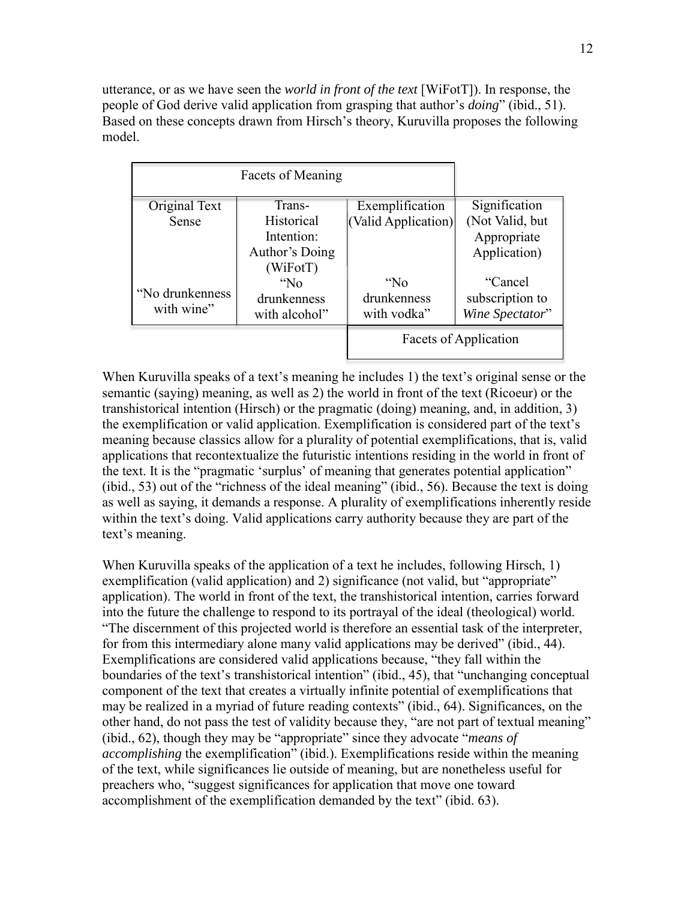utterance, or as we have seen the *world in front of the text* [WiFotT]). In response, the people of God derive valid application from grasping that author's *doing*" (ibid., 51). Based on these concepts drawn from Hirsch's theory, Kuruvilla proposes the following model.

| Facets of Meaning | | | |
|---|---|---|---|
| Original Text Sense | Trans-Historical Intention: Author's Doing (WiFotT) | Exemplification (Valid Application) | Signification (Not Valid, but Appropriate Application) |
| "No drunkenness with wine" | "No drunkenness with alcohol" | "No drunkenness with vodka" | "Cancel subscription to *Wine Spectator*" |
| | | Facets of Application | |

When Kuruvilla speaks of a text's meaning he includes 1) the text's original sense or the semantic (saying) meaning, as well as 2) the world in front of the text (Ricoeur) or the transhistorical intention (Hirsch) or the pragmatic (doing) meaning, and, in addition, 3) the exemplification or valid application. Exemplification is considered part of the text's meaning because classics allow for a plurality of potential exemplifications, that is, valid applications that recontextualize the futuristic intentions residing in the world in front of the text. It is the "pragmatic 'surplus' of meaning that generates potential application" (ibid., 53) out of the "richness of the ideal meaning" (ibid., 56). Because the text is doing as well as saying, it demands a response. A plurality of exemplifications inherently reside within the text's doing. Valid applications carry authority because they are part of the text's meaning.

When Kuruvilla speaks of the application of a text he includes, following Hirsch, 1) exemplification (valid application) and 2) significance (not valid, but "appropriate" application). The world in front of the text, the transhistorical intention, carries forward into the future the challenge to respond to its portrayal of the ideal (theological) world. "The discernment of this projected world is therefore an essential task of the interpreter, for from this intermediary alone many valid applications may be derived" (ibid., 44). Exemplifications are considered valid applications because, "they fall within the boundaries of the text's transhistorical intention" (ibid., 45), that "unchanging conceptual component of the text that creates a virtually infinite potential of exemplifications that may be realized in a myriad of future reading contexts" (ibid., 64). Significances, on the other hand, do not pass the test of validity because they, "are not part of textual meaning" (ibid., 62), though they may be "appropriate" since they advocate "*means of accomplishing* the exemplification" (ibid.). Exemplifications reside within the meaning of the text, while significances lie outside of meaning, but are nonetheless useful for preachers who, "suggest significances for application that move one toward accomplishment of the exemplification demanded by the text" (ibid. 63).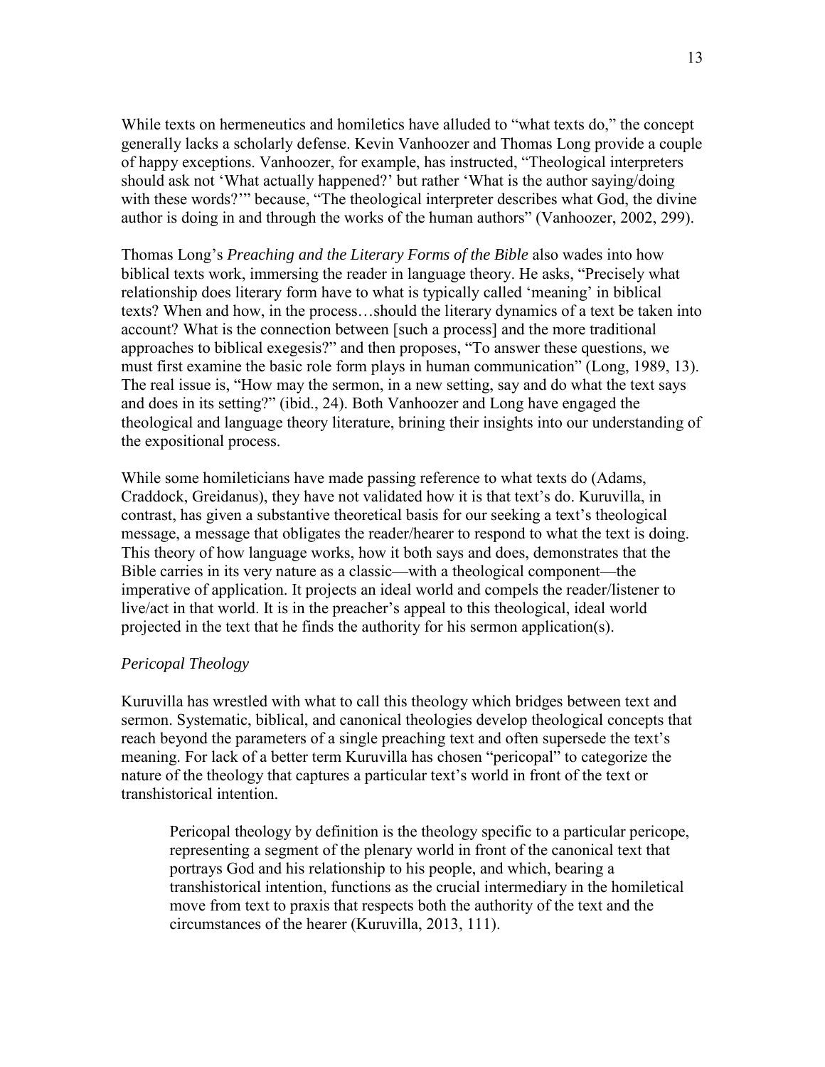While texts on hermeneutics and homiletics have alluded to "what texts do," the concept generally lacks a scholarly defense. Kevin Vanhoozer and Thomas Long provide a couple of happy exceptions. Vanhoozer, for example, has instructed, "Theological interpreters should ask not 'What actually happened?' but rather 'What is the author saying/doing with these words?'" because, "The theological interpreter describes what God, the divine author is doing in and through the works of the human authors" (Vanhoozer, 2002, 299).

Thomas Long's *Preaching and the Literary Forms of the Bible* also wades into how biblical texts work, immersing the reader in language theory. He asks, "Precisely what relationship does literary form have to what is typically called 'meaning' in biblical texts? When and how, in the process…should the literary dynamics of a text be taken into account? What is the connection between [such a process] and the more traditional approaches to biblical exegesis?" and then proposes, "To answer these questions, we must first examine the basic role form plays in human communication" (Long, 1989, 13). The real issue is, "How may the sermon, in a new setting, say and do what the text says and does in its setting?" (ibid., 24). Both Vanhoozer and Long have engaged the theological and language theory literature, brining their insights into our understanding of the expositional process.

While some homileticians have made passing reference to what texts do (Adams, Craddock, Greidanus), they have not validated how it is that text's do. Kuruvilla, in contrast, has given a substantive theoretical basis for our seeking a text's theological message, a message that obligates the reader/hearer to respond to what the text is doing. This theory of how language works, how it both says and does, demonstrates that the Bible carries in its very nature as a classic—with a theological component—the imperative of application. It projects an ideal world and compels the reader/listener to live/act in that world. It is in the preacher's appeal to this theological, ideal world projected in the text that he finds the authority for his sermon application(s).

*Pericopal Theology*

Kuruvilla has wrestled with what to call this theology which bridges between text and sermon. Systematic, biblical, and canonical theologies develop theological concepts that reach beyond the parameters of a single preaching text and often supersede the text's meaning. For lack of a better term Kuruvilla has chosen "pericopal" to categorize the nature of the theology that captures a particular text's world in front of the text or transhistorical intention.

> Pericopal theology by definition is the theology specific to a particular pericope, representing a segment of the plenary world in front of the canonical text that portrays God and his relationship to his people, and which, bearing a transhistorical intention, functions as the crucial intermediary in the homiletical move from text to praxis that respects both the authority of the text and the circumstances of the hearer (Kuruvilla, 2013, 111).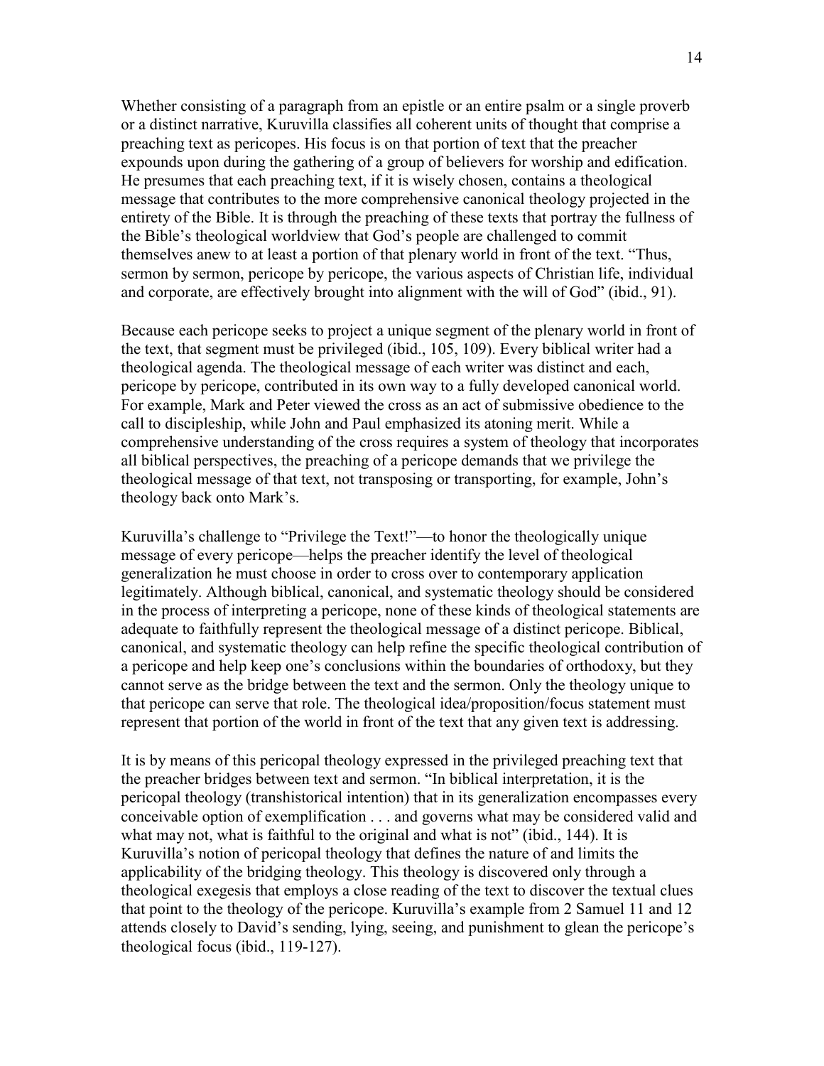Whether consisting of a paragraph from an epistle or an entire psalm or a single proverb or a distinct narrative, Kuruvilla classifies all coherent units of thought that comprise a preaching text as pericopes. His focus is on that portion of text that the preacher expounds upon during the gathering of a group of believers for worship and edification. He presumes that each preaching text, if it is wisely chosen, contains a theological message that contributes to the more comprehensive canonical theology projected in the entirety of the Bible. It is through the preaching of these texts that portray the fullness of the Bible's theological worldview that God's people are challenged to commit themselves anew to at least a portion of that plenary world in front of the text. "Thus, sermon by sermon, pericope by pericope, the various aspects of Christian life, individual and corporate, are effectively brought into alignment with the will of God" (ibid., 91).

Because each pericope seeks to project a unique segment of the plenary world in front of the text, that segment must be privileged (ibid., 105, 109). Every biblical writer had a theological agenda. The theological message of each writer was distinct and each, pericope by pericope, contributed in its own way to a fully developed canonical world. For example, Mark and Peter viewed the cross as an act of submissive obedience to the call to discipleship, while John and Paul emphasized its atoning merit. While a comprehensive understanding of the cross requires a system of theology that incorporates all biblical perspectives, the preaching of a pericope demands that we privilege the theological message of that text, not transposing or transporting, for example, John's theology back onto Mark's.

Kuruvilla's challenge to "Privilege the Text!"—to honor the theologically unique message of every pericope—helps the preacher identify the level of theological generalization he must choose in order to cross over to contemporary application legitimately. Although biblical, canonical, and systematic theology should be considered in the process of interpreting a pericope, none of these kinds of theological statements are adequate to faithfully represent the theological message of a distinct pericope. Biblical, canonical, and systematic theology can help refine the specific theological contribution of a pericope and help keep one's conclusions within the boundaries of orthodoxy, but they cannot serve as the bridge between the text and the sermon. Only the theology unique to that pericope can serve that role. The theological idea/proposition/focus statement must represent that portion of the world in front of the text that any given text is addressing.

It is by means of this pericopal theology expressed in the privileged preaching text that the preacher bridges between text and sermon. "In biblical interpretation, it is the pericopal theology (transhistorical intention) that in its generalization encompasses every conceivable option of exemplification . . . and governs what may be considered valid and what may not, what is faithful to the original and what is not" (ibid., 144). It is Kuruvilla's notion of pericopal theology that defines the nature of and limits the applicability of the bridging theology. This theology is discovered only through a theological exegesis that employs a close reading of the text to discover the textual clues that point to the theology of the pericope. Kuruvilla's example from 2 Samuel 11 and 12 attends closely to David's sending, lying, seeing, and punishment to glean the pericope's theological focus (ibid., 119-127).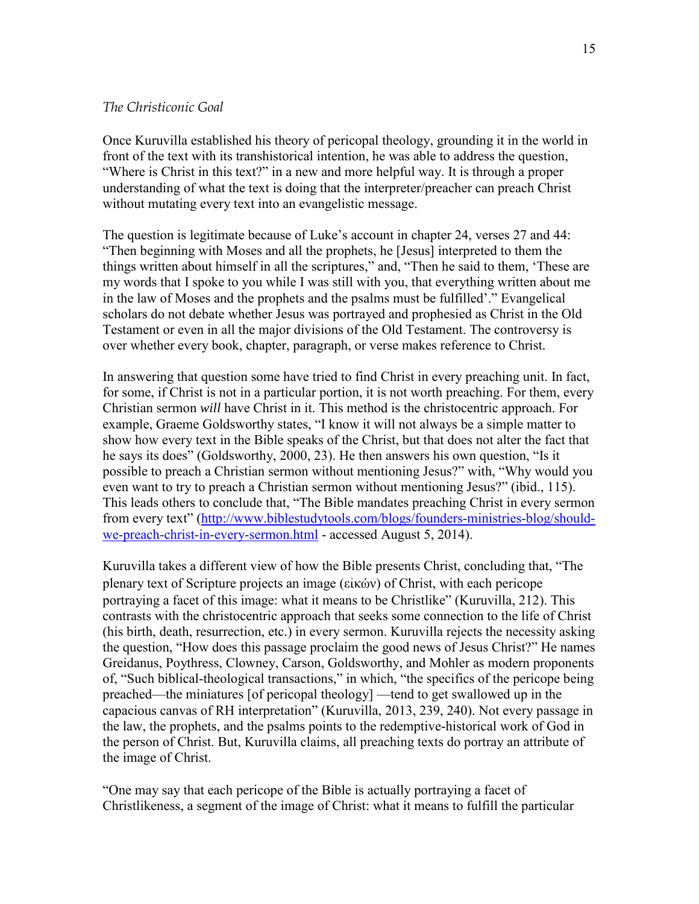*The Christiconic Goal*

Once Kuruvilla established his theory of pericopal theology, grounding it in the world in front of the text with its transhistorical intention, he was able to address the question, "Where is Christ in this text?" in a new and more helpful way. It is through a proper understanding of what the text is doing that the interpreter/preacher can preach Christ without mutating every text into an evangelistic message.

The question is legitimate because of Luke's account in chapter 24, verses 27 and 44: "Then beginning with Moses and all the prophets, he [Jesus] interpreted to them the things written about himself in all the scriptures," and, "Then he said to them, 'These are my words that I spoke to you while I was still with you, that everything written about me in the law of Moses and the prophets and the psalms must be fulfilled'." Evangelical scholars do not debate whether Jesus was portrayed and prophesied as Christ in the Old Testament or even in all the major divisions of the Old Testament. The controversy is over whether every book, chapter, paragraph, or verse makes reference to Christ.

In answering that question some have tried to find Christ in every preaching unit. In fact, for some, if Christ is not in a particular portion, it is not worth preaching. For them, every Christian sermon *will* have Christ in it. This method is the christocentric approach. For example, Graeme Goldsworthy states, "I know it will not always be a simple matter to show how every text in the Bible speaks of the Christ, but that does not alter the fact that he says its does" (Goldsworthy, 2000, 23). He then answers his own question, "Is it possible to preach a Christian sermon without mentioning Jesus?" with, "Why would you even want to try to preach a Christian sermon without mentioning Jesus?" (ibid., 115). This leads others to conclude that, "The Bible mandates preaching Christ in every sermon from every text" (http://www.biblestudytools.com/blogs/founders-ministries-blog/should-we-preach-christ-in-every-sermon.html - accessed August 5, 2014).

Kuruvilla takes a different view of how the Bible presents Christ, concluding that, "The plenary text of Scripture projects an image (εἰκών) of Christ, with each pericope portraying a facet of this image: what it means to be Christlike" (Kuruvilla, 212). This contrasts with the christocentric approach that seeks some connection to the life of Christ (his birth, death, resurrection, etc.) in every sermon. Kuruvilla rejects the necessity asking the question, "How does this passage proclaim the good news of Jesus Christ?" He names Greidanus, Poythress, Clowney, Carson, Goldsworthy, and Mohler as modern proponents of, "Such biblical-theological transactions," in which, "the specifics of the pericope being preached—the miniatures [of pericopal theology] —tend to get swallowed up in the capacious canvas of RH interpretation" (Kuruvilla, 2013, 239, 240). Not every passage in the law, the prophets, and the psalms points to the redemptive-historical work of God in the person of Christ. But, Kuruvilla claims, all preaching texts do portray an attribute of the image of Christ.

"One may say that each pericope of the Bible is actually portraying a facet of Christlikeness, a segment of the image of Christ: what it means to fulfill the particular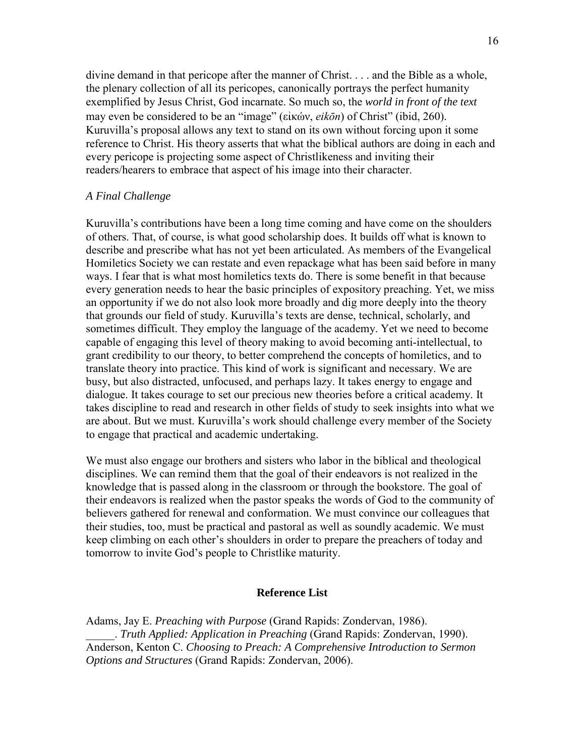divine demand in that pericope after the manner of Christ. . . . and the Bible as a whole, the plenary collection of all its pericopes, canonically portrays the perfect humanity exemplified by Jesus Christ, God incarnate. So much so, the *world in front of the text* may even be considered to be an "image" (εἰκών, *eikōn*) of Christ" (ibid, 260). Kuruvilla's proposal allows any text to stand on its own without forcing upon it some reference to Christ. His theory asserts that what the biblical authors are doing in each and every pericope is projecting some aspect of Christlikeness and inviting their readers/hearers to embrace that aspect of his image into their character.

*A Final Challenge*

Kuruvilla's contributions have been a long time coming and have come on the shoulders of others. That, of course, is what good scholarship does. It builds off what is known to describe and prescribe what has not yet been articulated. As members of the Evangelical Homiletics Society we can restate and even repackage what has been said before in many ways. I fear that is what most homiletics texts do. There is some benefit in that because every generation needs to hear the basic principles of expository preaching. Yet, we miss an opportunity if we do not also look more broadly and dig more deeply into the theory that grounds our field of study. Kuruvilla's texts are dense, technical, scholarly, and sometimes difficult. They employ the language of the academy. Yet we need to become capable of engaging this level of theory making to avoid becoming anti-intellectual, to grant credibility to our theory, to better comprehend the concepts of homiletics, and to translate theory into practice. This kind of work is significant and necessary. We are busy, but also distracted, unfocused, and perhaps lazy. It takes energy to engage and dialogue. It takes courage to set our precious new theories before a critical academy. It takes discipline to read and research in other fields of study to seek insights into what we are about. But we must. Kuruvilla's work should challenge every member of the Society to engage that practical and academic undertaking.

We must also engage our brothers and sisters who labor in the biblical and theological disciplines. We can remind them that the goal of their endeavors is not realized in the knowledge that is passed along in the classroom or through the bookstore. The goal of their endeavors is realized when the pastor speaks the words of God to the community of believers gathered for renewal and conformation. We must convince our colleagues that their studies, too, must be practical and pastoral as well as soundly academic. We must keep climbing on each other's shoulders in order to prepare the preachers of today and tomorrow to invite God's people to Christlike maturity.

## Reference List

Adams, Jay E. *Preaching with Purpose* (Grand Rapids: Zondervan, 1986).
_____. *Truth Applied: Application in Preaching* (Grand Rapids: Zondervan, 1990).
Anderson, Kenton C. *Choosing to Preach: A Comprehensive Introduction to Sermon Options and Structures* (Grand Rapids: Zondervan, 2006).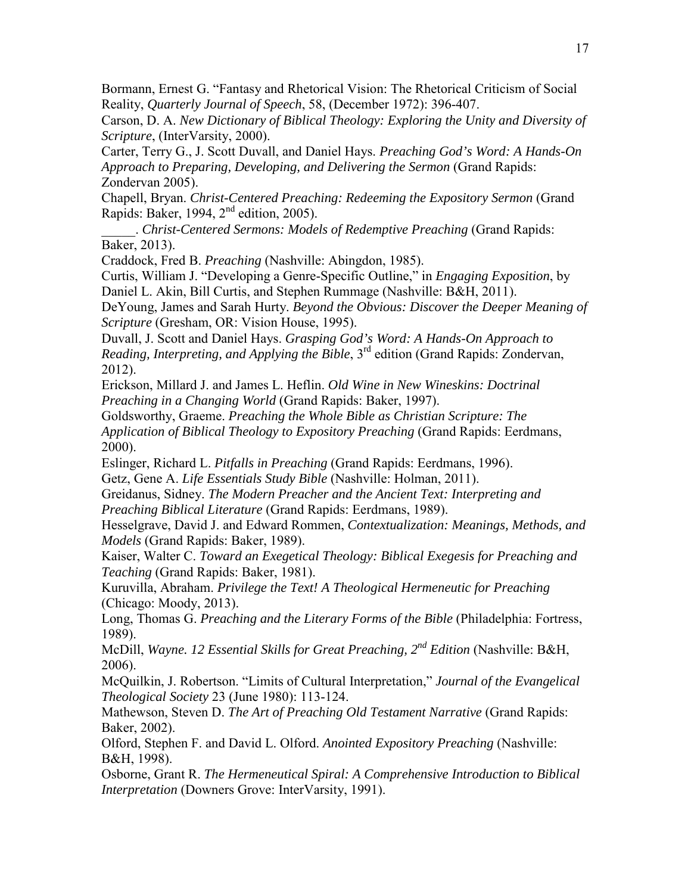Bormann, Ernest G. "Fantasy and Rhetorical Vision: The Rhetorical Criticism of Social Reality, *Quarterly Journal of Speech*, 58, (December 1972): 396-407.

Carson, D. A. *New Dictionary of Biblical Theology: Exploring the Unity and Diversity of Scripture*, (InterVarsity, 2000).

Carter, Terry G., J. Scott Duvall, and Daniel Hays. *Preaching God's Word: A Hands-On Approach to Preparing, Developing, and Delivering the Sermon* (Grand Rapids: Zondervan 2005).

Chapell, Bryan. *Christ-Centered Preaching: Redeeming the Expository Sermon* (Grand Rapids: Baker, 1994, 2nd edition, 2005).

\_\_\_\_\_. *Christ-Centered Sermons: Models of Redemptive Preaching* (Grand Rapids: Baker, 2013).

Craddock, Fred B. *Preaching* (Nashville: Abingdon, 1985).

Curtis, William J. "Developing a Genre-Specific Outline," in *Engaging Exposition*, by Daniel L. Akin, Bill Curtis, and Stephen Rummage (Nashville: B&H, 2011).

DeYoung, James and Sarah Hurty. *Beyond the Obvious: Discover the Deeper Meaning of Scripture* (Gresham, OR: Vision House, 1995).

Duvall, J. Scott and Daniel Hays. *Grasping God's Word: A Hands-On Approach to Reading, Interpreting, and Applying the Bible*, 3rd edition (Grand Rapids: Zondervan, 2012).

Erickson, Millard J. and James L. Heflin. *Old Wine in New Wineskins: Doctrinal Preaching in a Changing World* (Grand Rapids: Baker, 1997).

Goldsworthy, Graeme. *Preaching the Whole Bible as Christian Scripture: The Application of Biblical Theology to Expository Preaching* (Grand Rapids: Eerdmans, 2000).

Eslinger, Richard L. *Pitfalls in Preaching* (Grand Rapids: Eerdmans, 1996).

Getz, Gene A. *Life Essentials Study Bible* (Nashville: Holman, 2011).

Greidanus, Sidney. *The Modern Preacher and the Ancient Text: Interpreting and Preaching Biblical Literature* (Grand Rapids: Eerdmans, 1989).

Hesselgrave, David J. and Edward Rommen, *Contextualization: Meanings, Methods, and Models* (Grand Rapids: Baker, 1989).

Kaiser, Walter C. *Toward an Exegetical Theology: Biblical Exegesis for Preaching and Teaching* (Grand Rapids: Baker, 1981).

Kuruvilla, Abraham. *Privilege the Text! A Theological Hermeneutic for Preaching* (Chicago: Moody, 2013).

Long, Thomas G. *Preaching and the Literary Forms of the Bible* (Philadelphia: Fortress, 1989).

McDill, *Wayne. 12 Essential Skills for Great Preaching, 2nd Edition* (Nashville: B&H, 2006).

McQuilkin, J. Robertson. "Limits of Cultural Interpretation," *Journal of the Evangelical Theological Society* 23 (June 1980): 113-124.

Mathewson, Steven D. *The Art of Preaching Old Testament Narrative* (Grand Rapids: Baker, 2002).

Olford, Stephen F. and David L. Olford. *Anointed Expository Preaching* (Nashville: B&H, 1998).

Osborne, Grant R. *The Hermeneutical Spiral: A Comprehensive Introduction to Biblical Interpretation* (Downers Grove: InterVarsity, 1991).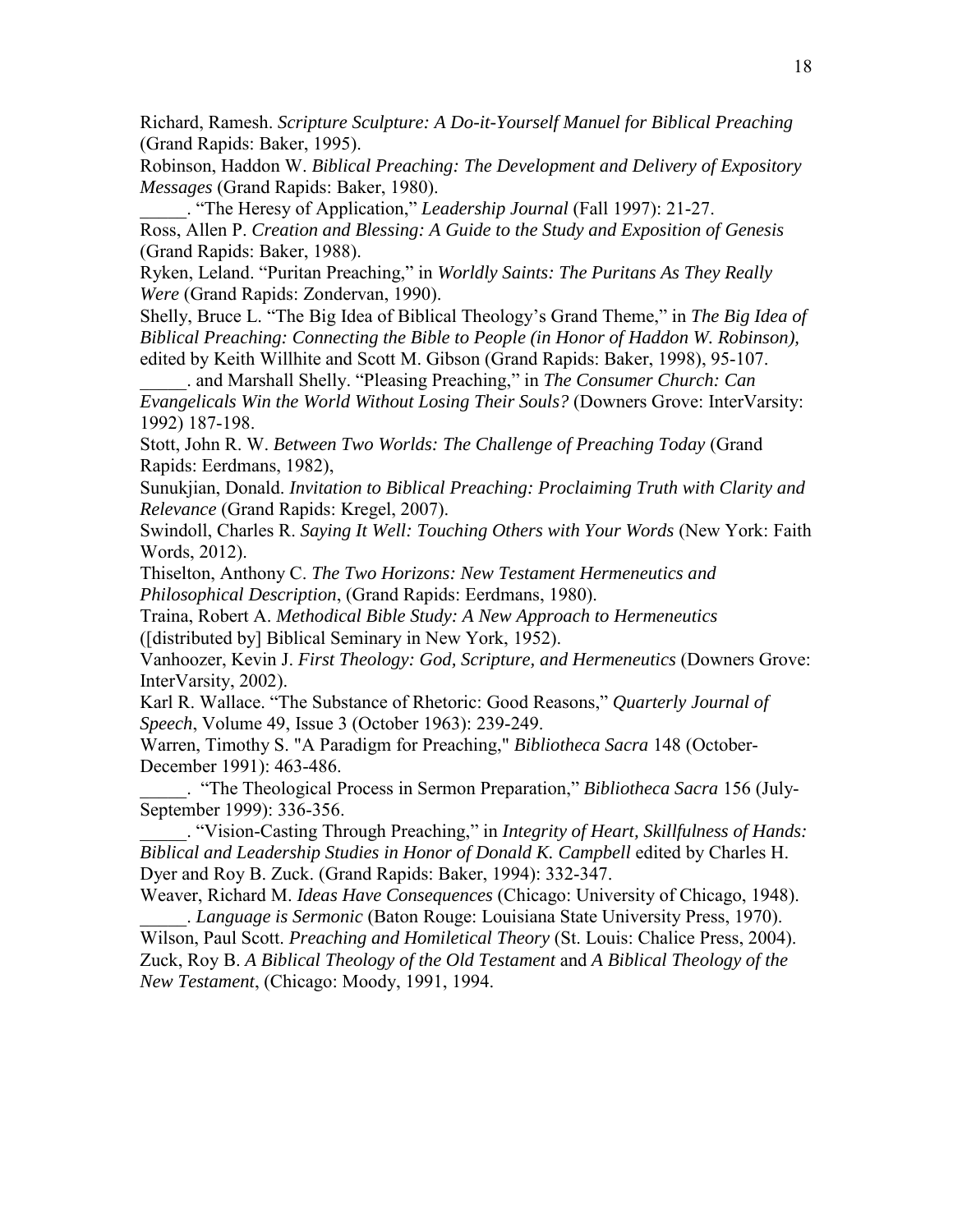Richard, Ramesh. *Scripture Sculpture: A Do-it-Yourself Manuel for Biblical Preaching* (Grand Rapids: Baker, 1995).

Robinson, Haddon W. *Biblical Preaching: The Development and Delivery of Expository Messages* (Grand Rapids: Baker, 1980).

_____. "The Heresy of Application," *Leadership Journal* (Fall 1997): 21-27.

Ross, Allen P. *Creation and Blessing: A Guide to the Study and Exposition of Genesis* (Grand Rapids: Baker, 1988).

Ryken, Leland. "Puritan Preaching," in *Worldly Saints: The Puritans As They Really Were* (Grand Rapids: Zondervan, 1990).

Shelly, Bruce L. "The Big Idea of Biblical Theology's Grand Theme," in *The Big Idea of Biblical Preaching: Connecting the Bible to People (in Honor of Haddon W. Robinson),* edited by Keith Willhite and Scott M. Gibson (Grand Rapids: Baker, 1998), 95-107.

_____. and Marshall Shelly. "Pleasing Preaching," in *The Consumer Church: Can Evangelicals Win the World Without Losing Their Souls?* (Downers Grove: InterVarsity: 1992) 187-198.

Stott, John R. W. *Between Two Worlds: The Challenge of Preaching Today* (Grand Rapids: Eerdmans, 1982),

Sunukjian, Donald. *Invitation to Biblical Preaching: Proclaiming Truth with Clarity and Relevance* (Grand Rapids: Kregel, 2007).

Swindoll, Charles R. *Saying It Well: Touching Others with Your Words* (New York: Faith Words, 2012).

Thiselton, Anthony C. *The Two Horizons: New Testament Hermeneutics and Philosophical Description*, (Grand Rapids: Eerdmans, 1980).

Traina, Robert A. *Methodical Bible Study: A New Approach to Hermeneutics* ([distributed by] Biblical Seminary in New York, 1952).

Vanhoozer, Kevin J. *First Theology: God, Scripture, and Hermeneutics* (Downers Grove: InterVarsity, 2002).

Karl R. Wallace. "The Substance of Rhetoric: Good Reasons," *Quarterly Journal of Speech*, Volume 49, Issue 3 (October 1963): 239-249.

Warren, Timothy S. "A Paradigm for Preaching," *Bibliotheca Sacra* 148 (October-December 1991): 463-486.

_____. "The Theological Process in Sermon Preparation," *Bibliotheca Sacra* 156 (July-September 1999): 336-356.

_____. "Vision-Casting Through Preaching," in *Integrity of Heart, Skillfulness of Hands: Biblical and Leadership Studies in Honor of Donald K. Campbell* edited by Charles H. Dyer and Roy B. Zuck. (Grand Rapids: Baker, 1994): 332-347.

Weaver, Richard M. *Ideas Have Consequences* (Chicago: University of Chicago, 1948).

_____. *Language is Sermonic* (Baton Rouge: Louisiana State University Press, 1970).

Wilson, Paul Scott. *Preaching and Homiletical Theory* (St. Louis: Chalice Press, 2004).

Zuck, Roy B. *A Biblical Theology of the Old Testament* and *A Biblical Theology of the New Testament*, (Chicago: Moody, 1991, 1994.